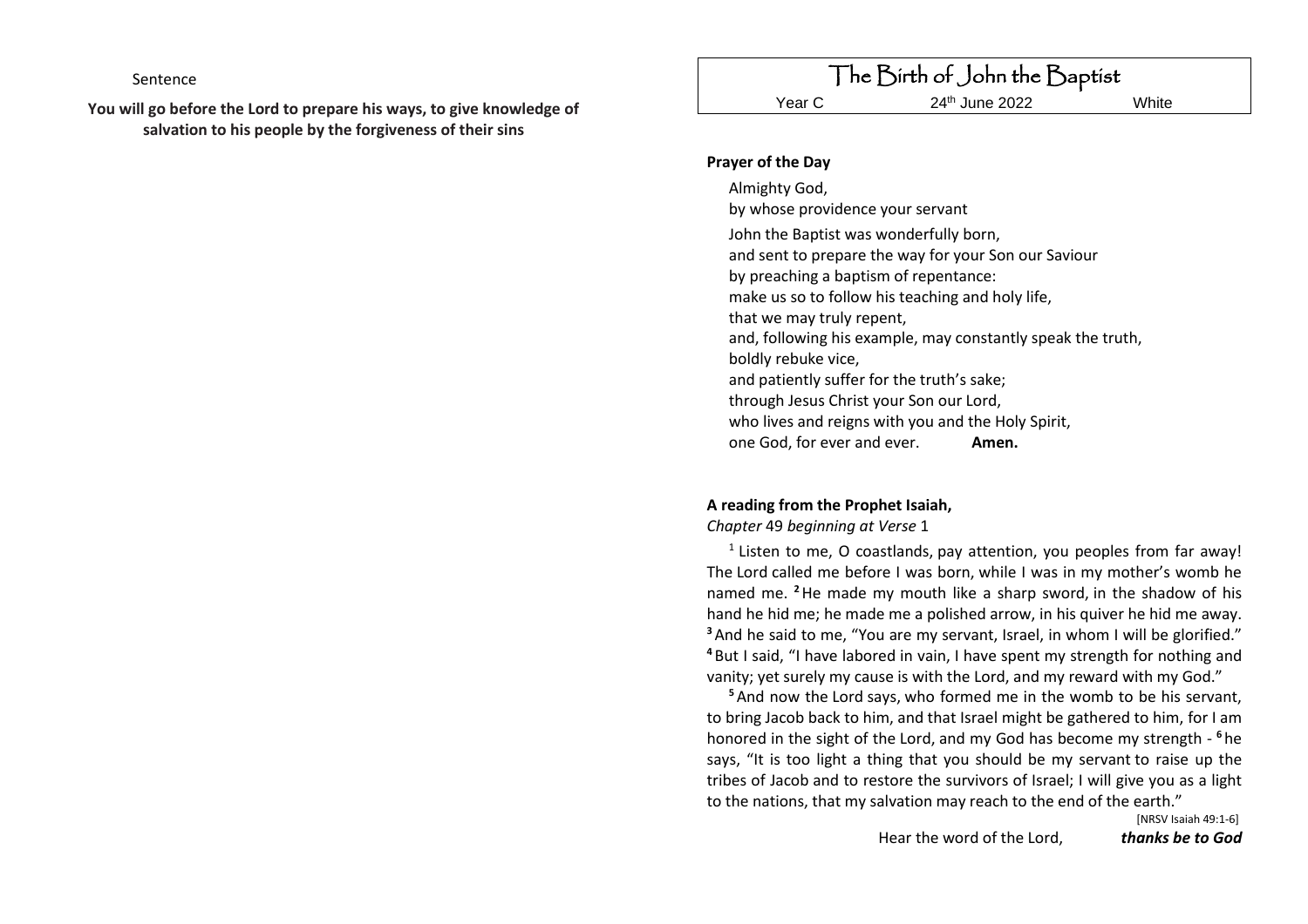Sentence

**You will go before the Lord to prepare his ways, to give knowledge of salvation to his people by the forgiveness of their sins**

# The Birth of John the Baptist

Year C | 24th June 2022 | White

**Prayer of the Day**

Almighty God,
by whose providence your servant

John the Baptist was wonderfully born,
and sent to prepare the way for your Son our Saviour
by preaching a baptism of repentance:
make us so to follow his teaching and holy life,
that we may truly repent,
and, following his example, may constantly speak the truth,
boldly rebuke vice,
and patiently suffer for the truth's sake;
through Jesus Christ your Son our Lord,
who lives and reigns with you and the Holy Spirit,
one God, for ever and ever. **Amen.**

**A reading from the Prophet Isaiah,**
*Chapter* 49 *beginning at Verse* 1

[1] Listen to me, O coastlands, pay attention, you peoples from far away! The Lord called me before I was born, while I was in my mother's womb he named me. **[2]** He made my mouth like a sharp sword, in the shadow of his hand he hid me; he made me a polished arrow, in his quiver he hid me away. **[3]** And he said to me, "You are my servant, Israel, in whom I will be glorified." **[4]** But I said, "I have labored in vain, I have spent my strength for nothing and vanity; yet surely my cause is with the Lord, and my reward with my God."

**[5]** And now the Lord says, who formed me in the womb to be his servant, to bring Jacob back to him, and that Israel might be gathered to him, for I am honored in the sight of the Lord, and my God has become my strength - **[6]** he says, "It is too light a thing that you should be my servant to raise up the tribes of Jacob and to restore the survivors of Israel; I will give you as a light to the nations, that my salvation may reach to the end of the earth."

[NRSV Isaiah 49:1-6]

Hear the word of the Lord, ***thanks be to God***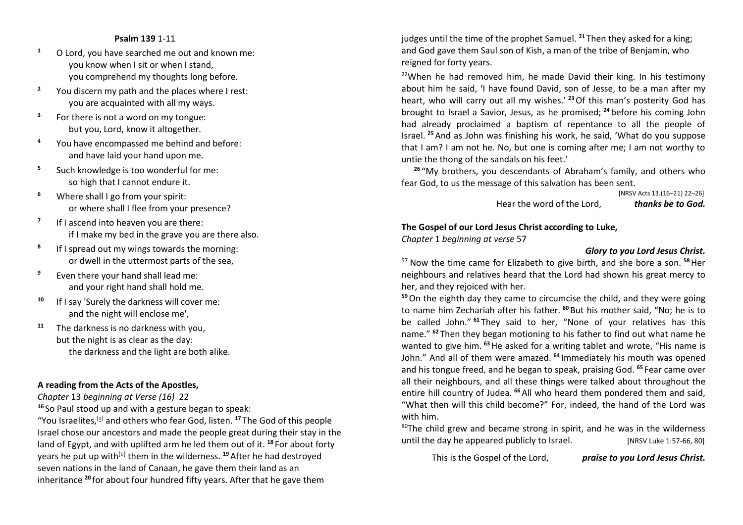**Psalm 139** 1-11

1. O Lord, you have searched me out and known me:
   you know when I sit or when I stand,
   you comprehend my thoughts long before.
2. You discern my path and the places where I rest:
   you are acquainted with all my ways.
3. For there is not a word on my tongue:
   but you, Lord, know it altogether.
4. You have encompassed me behind and before:
   and have laid your hand upon me.
5. Such knowledge is too wonderful for me:
   so high that I cannot endure it.
6. Where shall I go from your spirit:
   or where shall I flee from your presence?
7. If I ascend into heaven you are there:
   if I make my bed in the grave you are there also.
8. If I spread out my wings towards the morning:
   or dwell in the uttermost parts of the sea,
9. Even there your hand shall lead me:
   and your right hand shall hold me.
10. If I say 'Surely the darkness will cover me:
    and the night will enclose me',
11. The darkness is no darkness with you,
    but the night is as clear as the day:
    the darkness and the light are both alike.

**A reading from the Acts of the Apostles,**

*Chapter* 13 *beginning at Verse (16)* 22

**16** So Paul stood up and with a gesture began to speak:
"You Israelites,[a] and others who fear God, listen. **17** The God of this people Israel chose our ancestors and made the people great during their stay in the land of Egypt, and with uplifted arm he led them out of it. **18** For about forty years he put up with[b] them in the wilderness. **19** After he had destroyed seven nations in the land of Canaan, he gave them their land as an inheritance **20** for about four hundred fifty years. After that he gave them judges until the time of the prophet Samuel. **21** Then they asked for a king; and God gave them Saul son of Kish, a man of the tribe of Benjamin, who reigned for forty years.

22When he had removed him, he made David their king. In his testimony about him he said, 'I have found David, son of Jesse, to be a man after my heart, who will carry out all my wishes.' **23** Of this man's posterity God has brought to Israel a Savior, Jesus, as he promised; **24** before his coming John had already proclaimed a baptism of repentance to all the people of Israel. **25** And as John was finishing his work, he said, 'What do you suppose that I am? I am not he. No, but one is coming after me; I am not worthy to untie the thong of the sandals on his feet.'

**26** "My brothers, you descendants of Abraham's family, and others who fear God, to us the message of this salvation has been sent.

[NRSV Acts 13.(16–21) 22–26]

Hear the word of the Lord, ***thanks be to God.***

**The Gospel of our Lord Jesus Christ according to Luke,**

*Chapter* 1 *beginning at verse* 57

***Glory to you Lord Jesus Christ.***

57 Now the time came for Elizabeth to give birth, and she bore a son. **58** Her neighbours and relatives heard that the Lord had shown his great mercy to her, and they rejoiced with her.

**59** On the eighth day they came to circumcise the child, and they were going to name him Zechariah after his father. **60** But his mother said, "No; he is to be called John." **61** They said to her, "None of your relatives has this name." **62** Then they began motioning to his father to find out what name he wanted to give him. **63** He asked for a writing tablet and wrote, "His name is John." And all of them were amazed. **64** Immediately his mouth was opened and his tongue freed, and he began to speak, praising God. **65** Fear came over all their neighbours, and all these things were talked about throughout the entire hill country of Judea. **66** All who heard them pondered them and said, "What then will this child become?" For, indeed, the hand of the Lord was with him.

80The child grew and became strong in spirit, and he was in the wilderness until the day he appeared publicly to Israel. [NRSV Luke 1:57-66, 80]

This is the Gospel of the Lord, ***praise to you Lord Jesus Christ.***